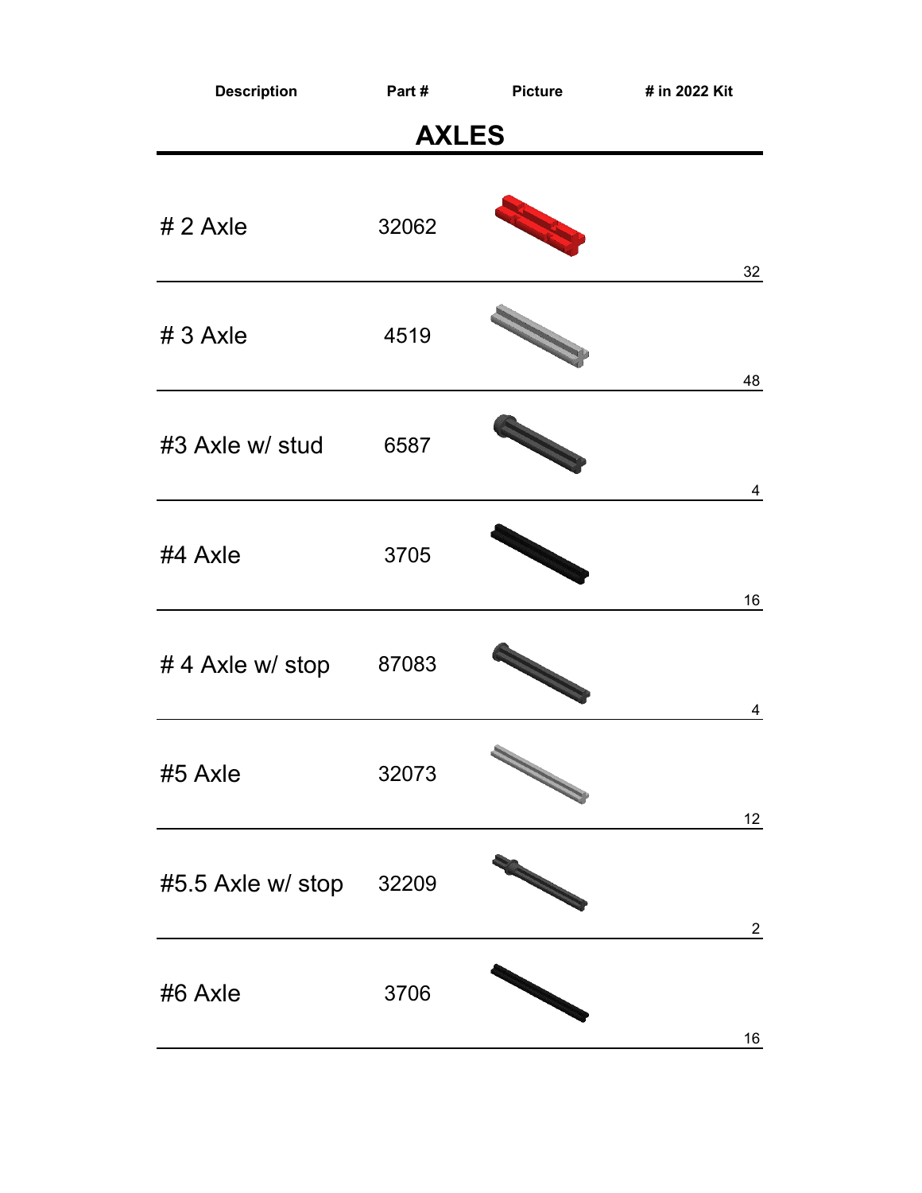| Description | Part # | Picture | # in 2022 Kit |
|---|---|---|---|

## AXLES

| Description | Part # | Picture | # in 2022 Kit |
|---|---|---|---|
| # 2 Axle | 32062 | | 32 |
| # 3 Axle | 4519 | | 48 |
| #3 Axle w/ stud | 6587 | | 4 |
| #4 Axle | 3705 | | 16 |
| # 4 Axle w/ stop | 87083 | | 4 |
| #5 Axle | 32073 | | 12 |
| #5.5 Axle w/ stop | 32209 | | 2 |
| #6 Axle | 3706 | | 16 |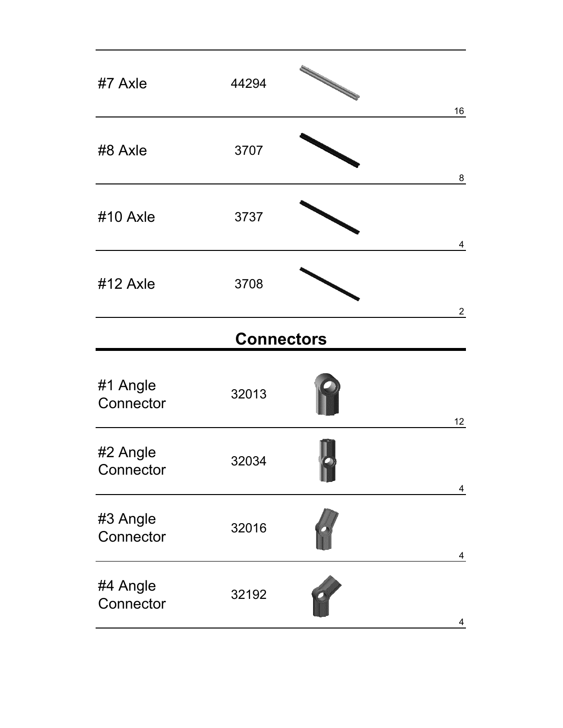| Part | Part Number | Quantity |
|---|---|---|
| #7 Axle | 44294 | 16 |
| #8 Axle | 3707 | 8 |
| #10 Axle | 3737 | 4 |
| #12 Axle | 3708 | 2 |

## Connectors

| Part | Part Number | Quantity |
|---|---|---|
| #1 Angle Connector | 32013 | 12 |
| #2 Angle Connector | 32034 | 4 |
| #3 Angle Connector | 32016 | 4 |
| #4 Angle Connector | 32192 | 4 |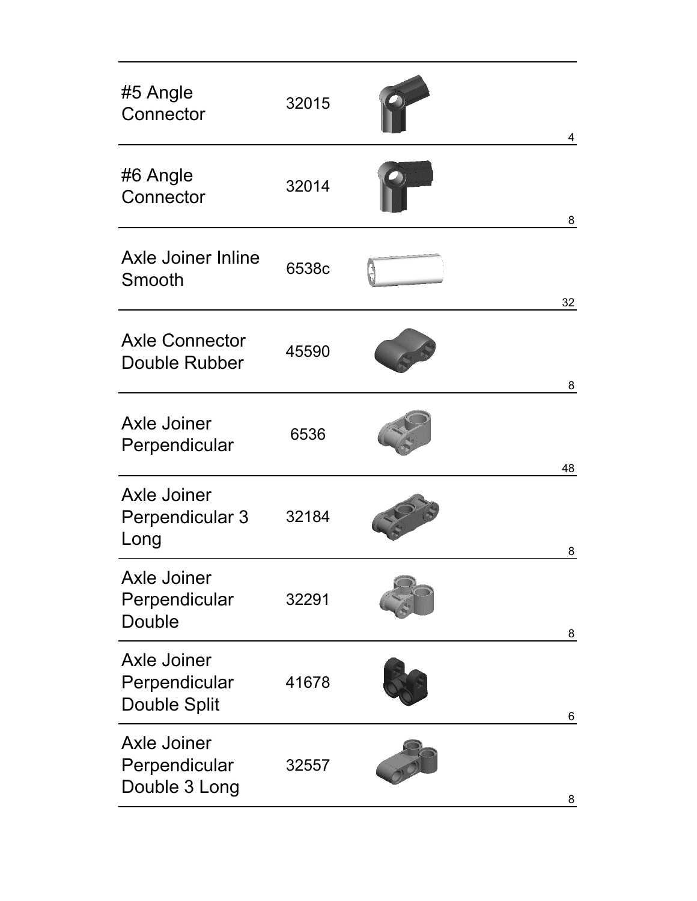| | | | |
|---|---|---|---|
| #5 Angle Connector | 32015 | | 4 |
| #6 Angle Connector | 32014 | | 8 |
| Axle Joiner Inline Smooth | 6538c | | 32 |
| Axle Connector Double Rubber | 45590 | | 8 |
| Axle Joiner Perpendicular | 6536 | | 48 |
| Axle Joiner Perpendicular 3 Long | 32184 | | 8 |
| Axle Joiner Perpendicular Double | 32291 | | 8 |
| Axle Joiner Perpendicular Double Split | 41678 | | 6 |
| Axle Joiner Perpendicular Double 3 Long | 32557 | | 8 |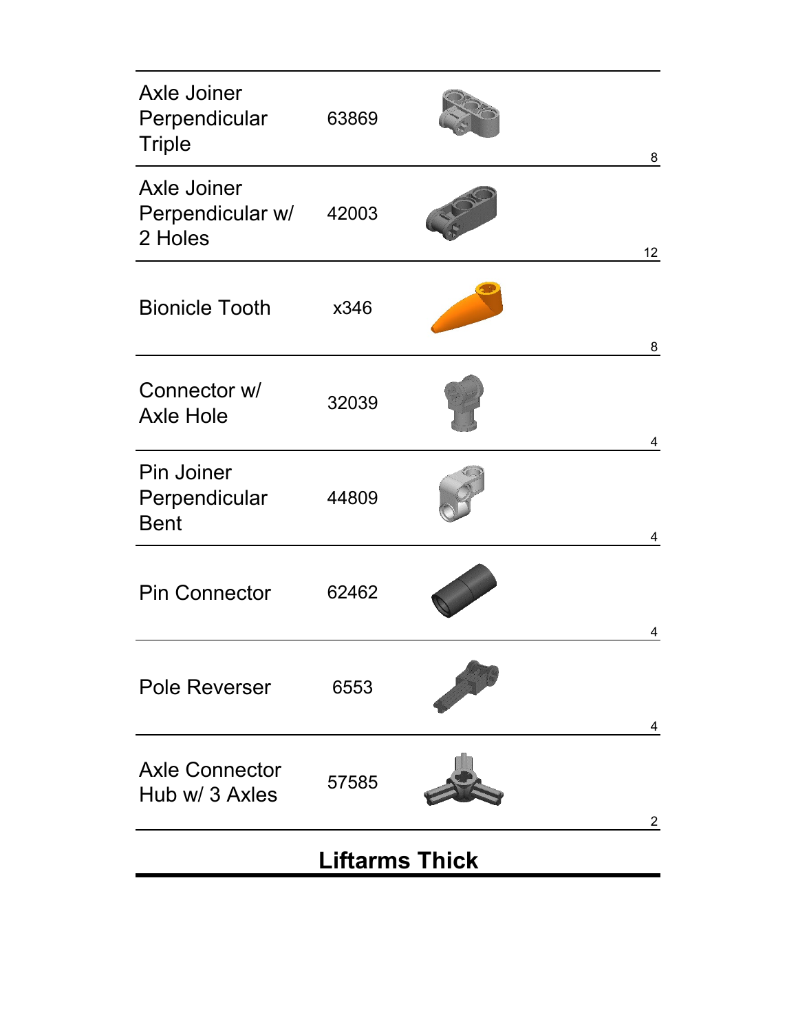| Part Name | Part Number | Quantity |
| --- | --- | --- |
| Axle Joiner Perpendicular Triple | 63869 | 8 |
| Axle Joiner Perpendicular w/ 2 Holes | 42003 | 12 |
| Bionicle Tooth | x346 | 8 |
| Connector w/ Axle Hole | 32039 | 4 |
| Pin Joiner Perpendicular Bent | 44809 | 4 |
| Pin Connector | 62462 | 4 |
| Pole Reverser | 6553 | 4 |
| Axle Connector Hub w/ 3 Axles | 57585 | 2 |

## Liftarms Thick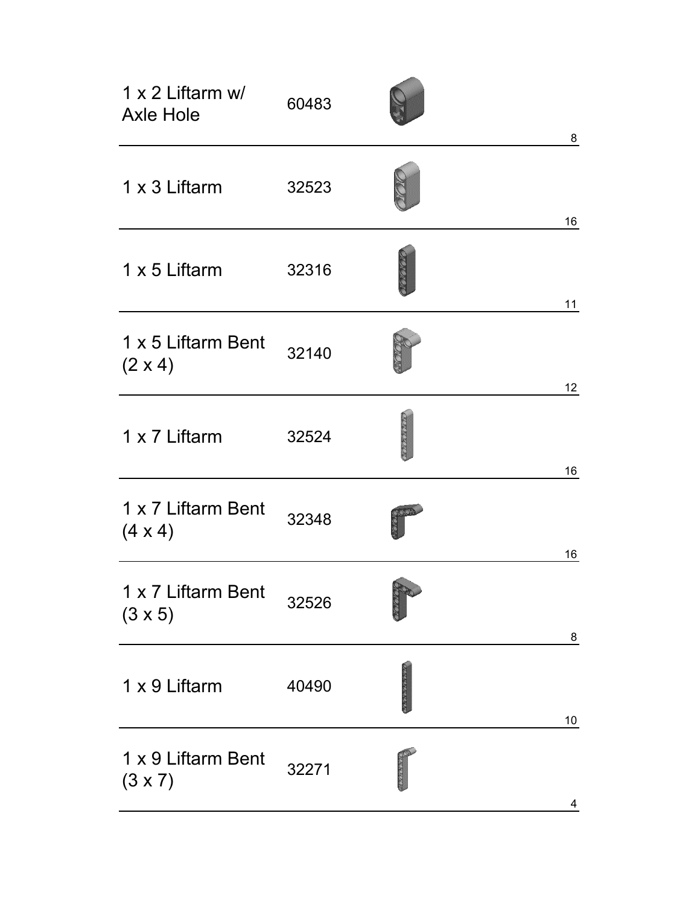| Part | Part Number | Quantity |
| --- | --- | --- |
| 1 x 2 Liftarm w/ Axle Hole | 60483 | 8 |
| 1 x 3 Liftarm | 32523 | 16 |
| 1 x 5 Liftarm | 32316 | 11 |
| 1 x 5 Liftarm Bent (2 x 4) | 32140 | 12 |
| 1 x 7 Liftarm | 32524 | 16 |
| 1 x 7 Liftarm Bent (4 x 4) | 32348 | 16 |
| 1 x 7 Liftarm Bent (3 x 5) | 32526 | 8 |
| 1 x 9 Liftarm | 40490 | 10 |
| 1 x 9 Liftarm Bent (3 x 7) | 32271 | 4 |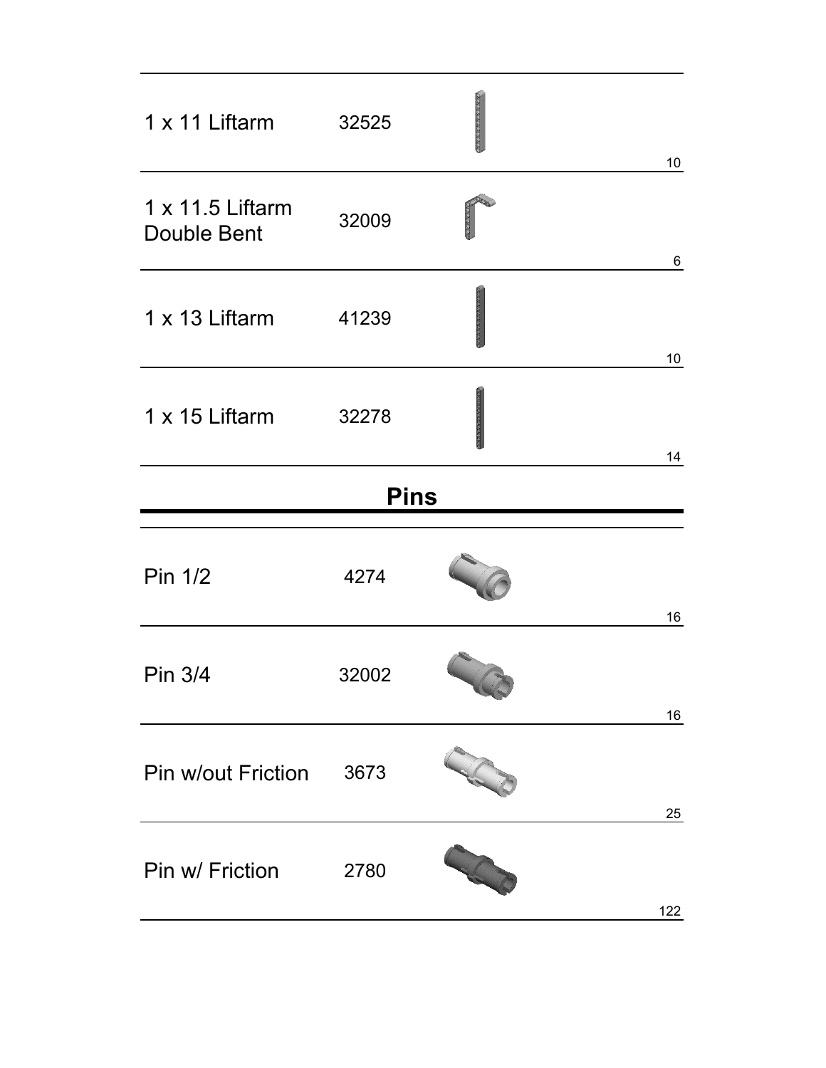| Part | Number | Quantity |
|---|---|---|
| 1 x 11 Liftarm | 32525 | 10 |
| 1 x 11.5 Liftarm Double Bent | 32009 | 6 |
| 1 x 13 Liftarm | 41239 | 10 |
| 1 x 15 Liftarm | 32278 | 14 |

## Pins

| Part | Number | Quantity |
|---|---|---|
| Pin 1/2 | 4274 | 16 |
| Pin 3/4 | 32002 | 16 |
| Pin w/out Friction | 3673 | 25 |
| Pin w/ Friction | 2780 | 122 |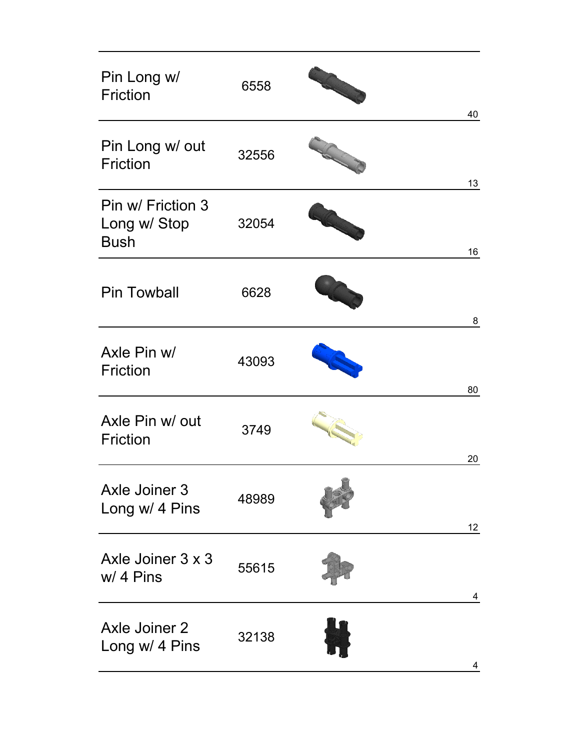| Part Name | Part Number | Quantity |
| --- | --- | --- |
| Pin Long w/ Friction | 6558 | 40 |
| Pin Long w/ out Friction | 32556 | 13 |
| Pin w/ Friction 3 Long w/ Stop Bush | 32054 | 16 |
| Pin Towball | 6628 | 8 |
| Axle Pin w/ Friction | 43093 | 80 |
| Axle Pin w/ out Friction | 3749 | 20 |
| Axle Joiner 3 Long w/ 4 Pins | 48989 | 12 |
| Axle Joiner 3 x 3 w/ 4 Pins | 55615 | 4 |
| Axle Joiner 2 Long w/ 4 Pins | 32138 | 4 |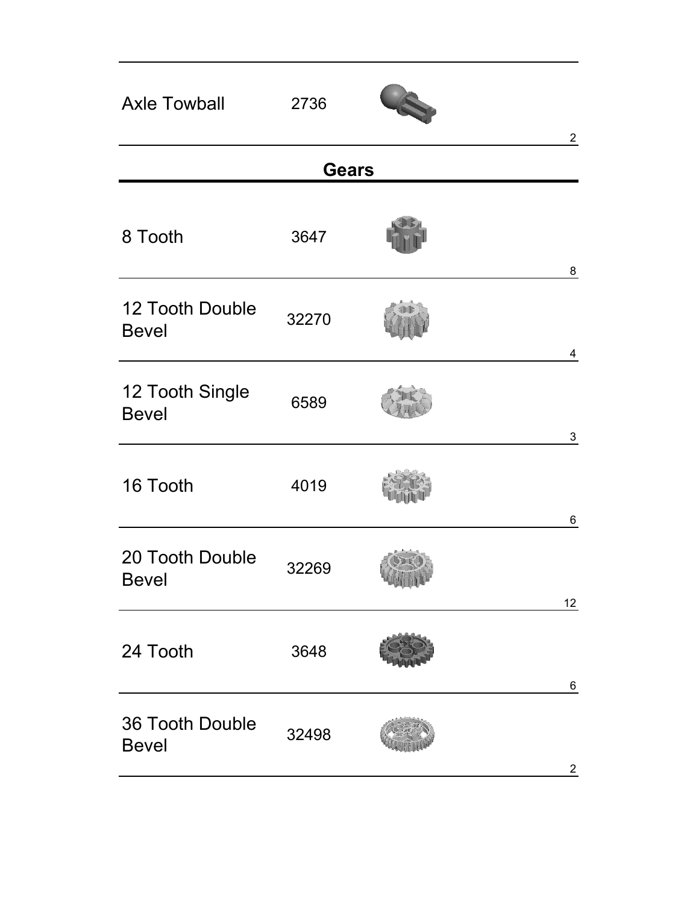| | | |
|---|---|---|
| Axle Towball | 2736 | 2 |

## Gears

| | | |
|---|---|---|
| 8 Tooth | 3647 | 8 |
| 12 Tooth Double Bevel | 32270 | 4 |
| 12 Tooth Single Bevel | 6589 | 3 |
| 16 Tooth | 4019 | 6 |
| 20 Tooth Double Bevel | 32269 | 12 |
| 24 Tooth | 3648 | 6 |
| 36 Tooth Double Bevel | 32498 | 2 |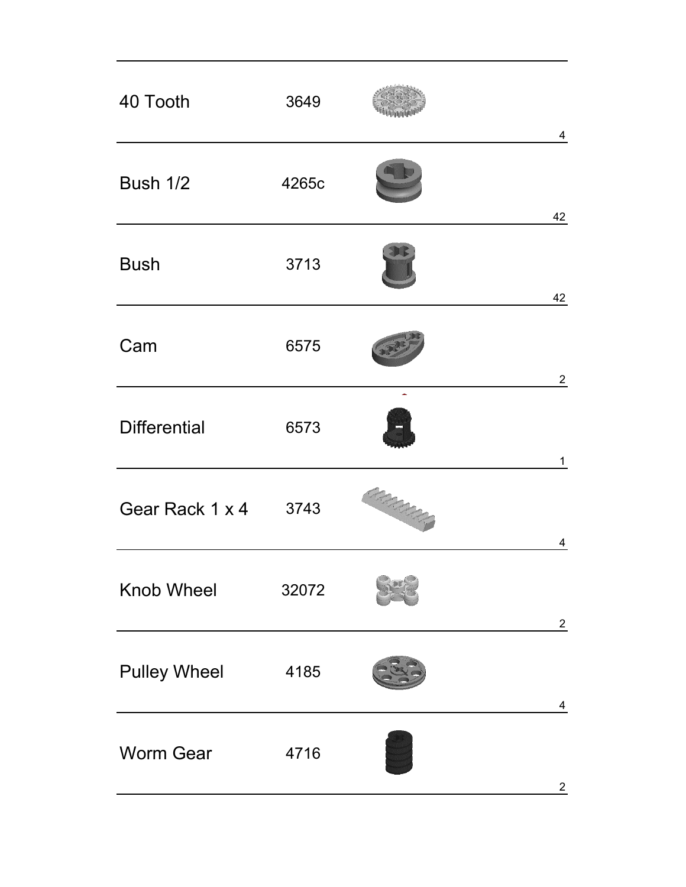| Part | Number | Quantity |
|---|---|---|
| 40 Tooth | 3649 | 4 |
| Bush 1/2 | 4265c | 42 |
| Bush | 3713 | 42 |
| Cam | 6575 | 2 |
| Differential | 6573 | 1 |
| Gear Rack 1 x 4 | 3743 | 4 |
| Knob Wheel | 32072 | 2 |
| Pulley Wheel | 4185 | 4 |
| Worm Gear | 4716 | 2 |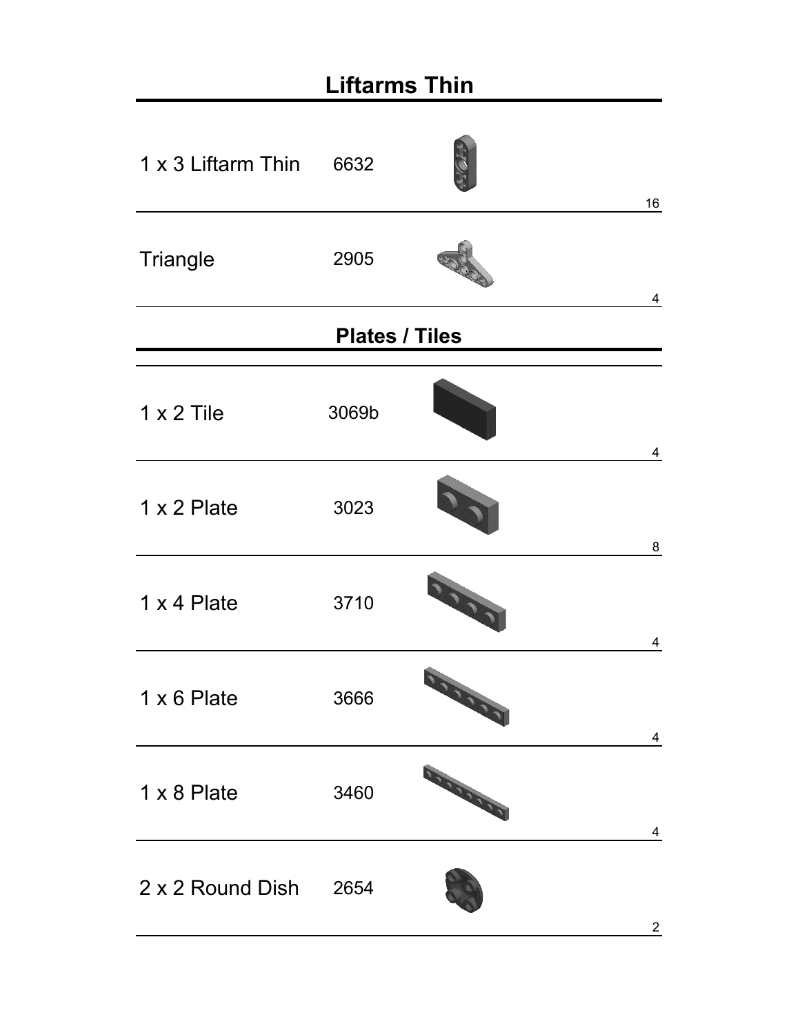## Liftarms Thin

| Part | Number | Quantity |
| --- | --- | --- |
| 1 x 3 Liftarm Thin | 6632 | 16 |
| Triangle | 2905 | 4 |

## Plates / Tiles

| Part | Number | Quantity |
| --- | --- | --- |
| 1 x 2 Tile | 3069b | 4 |
| 1 x 2 Plate | 3023 | 8 |
| 1 x 4 Plate | 3710 | 4 |
| 1 x 6 Plate | 3666 | 4 |
| 1 x 8 Plate | 3460 | 4 |
| 2 x 2 Round Dish | 2654 | 2 |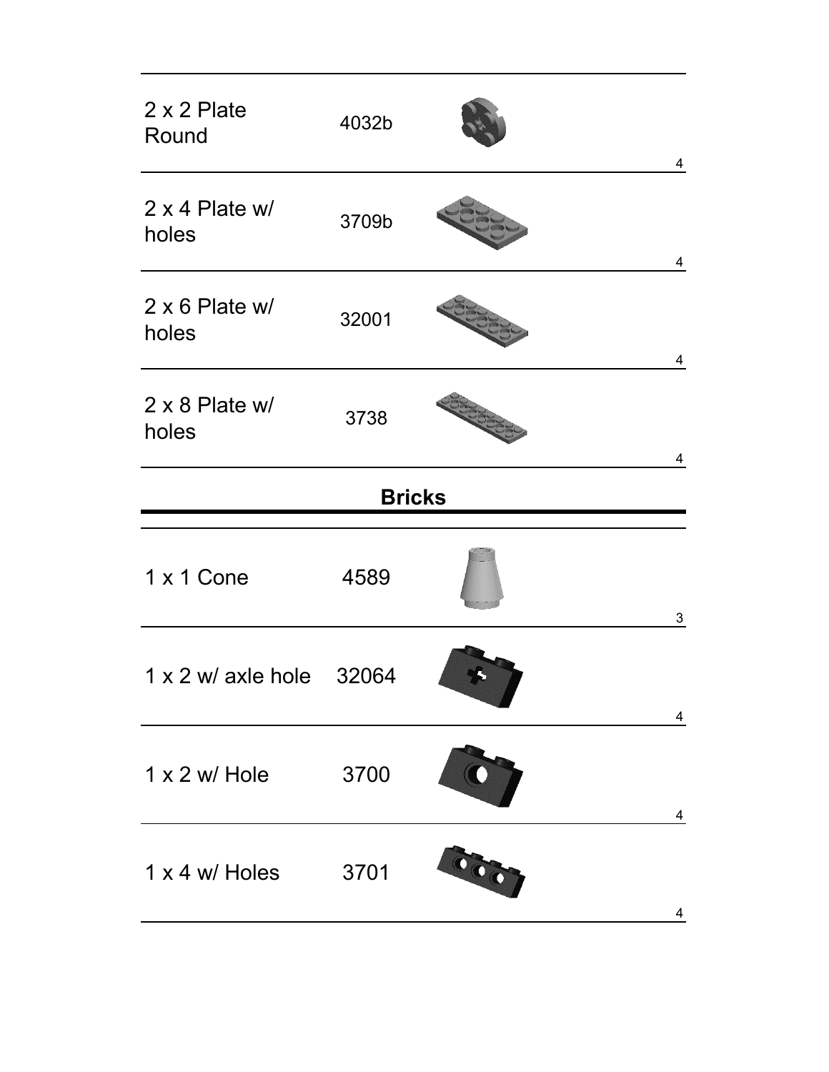| | | |
|---|---|---|
| 2 x 2 Plate Round | 4032b | 4 |
| 2 x 4 Plate w/ holes | 3709b | 4 |
| 2 x 6 Plate w/ holes | 32001 | 4 |
| 2 x 8 Plate w/ holes | 3738 | 4 |

## Bricks

| | | |
|---|---|---|
| 1 x 1 Cone | 4589 | 3 |
| 1 x 2 w/ axle hole | 32064 | 4 |
| 1 x 2 w/ Hole | 3700 | 4 |
| 1 x 4 w/ Holes | 3701 | 4 |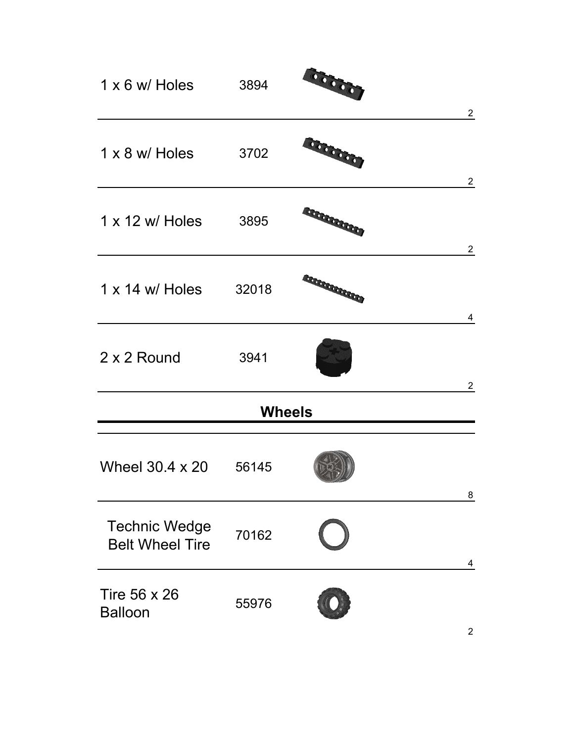| Part | Number | Quantity |
|---|---|---|
| 1 x 6 w/ Holes | 3894 | 2 |
| 1 x 8 w/ Holes | 3702 | 2 |
| 1 x 12 w/ Holes | 3895 | 2 |
| 1 x 14 w/ Holes | 32018 | 4 |
| 2 x 2 Round | 3941 | 2 |

## Wheels

| Part | Number | Quantity |
|---|---|---|
| Wheel 30.4 x 20 | 56145 | 8 |
| Technic Wedge Belt Wheel Tire | 70162 | 4 |
| Tire 56 x 26 Balloon | 55976 | 2 |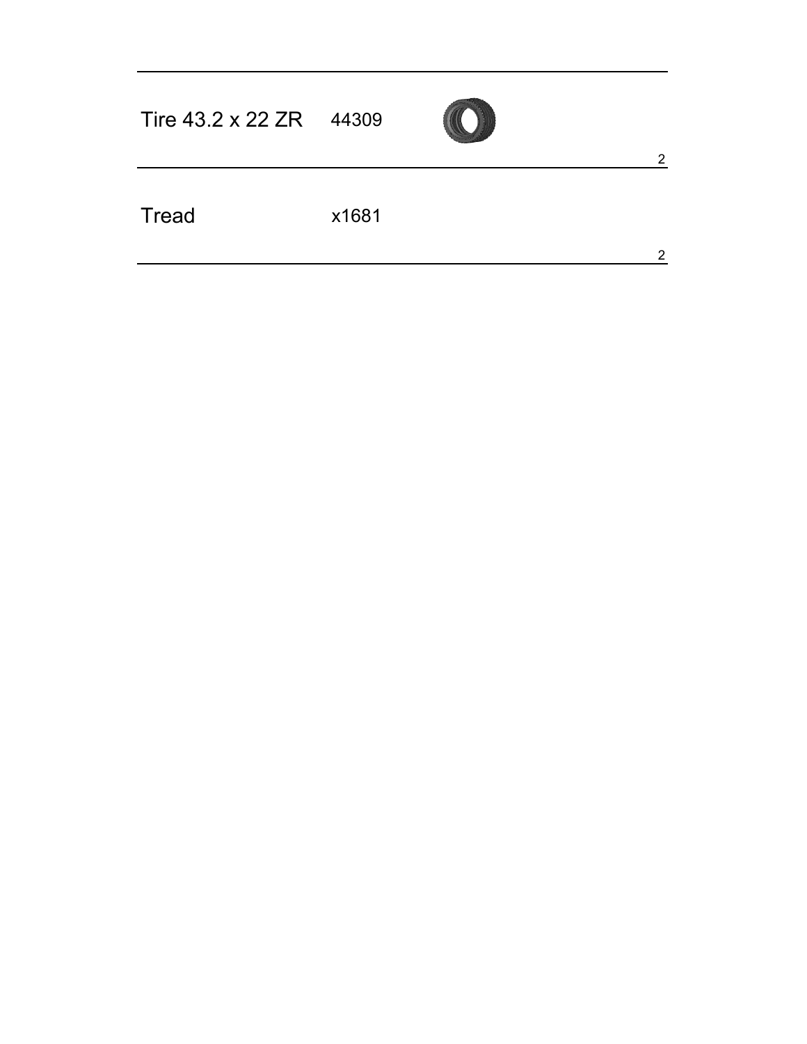| | | |
|---|---|---|
| Tire 43.2 x 22 ZR | 44309 | 2 |
| Tread | x1681 | 2 |